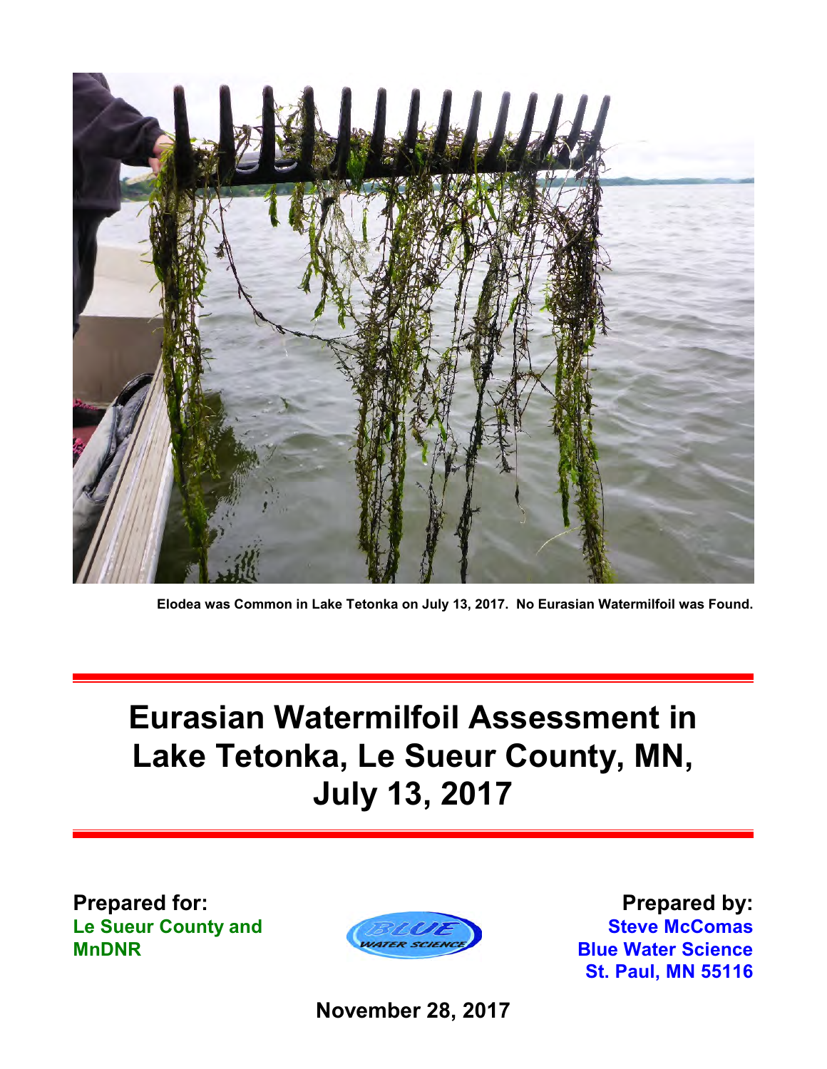**Elodea was Common in Lake Tetonka on July 13, 2017. No Eurasian Watermilfoil was Found.**

# Eurasian Watermilfoil Assessment in Lake Tetonka, Le Sueur County, MN, July 13, 2017

**Prepared for:**
**Le Sueur County and MnDNR**

**Prepared by:**
**Steve McComas**
**Blue Water Science**
**St. Paul, MN 55116**

**November 28, 2017**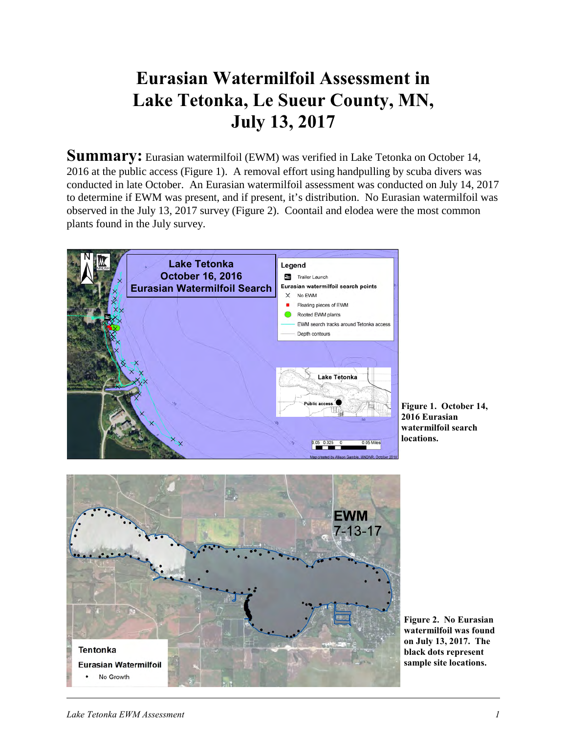# Eurasian Watermilfoil Assessment in Lake Tetonka, Le Sueur County, MN, July 13, 2017

**Summary:** Eurasian watermilfoil (EWM) was verified in Lake Tetonka on October 14, 2016 at the public access (Figure 1). A removal effort using handpulling by scuba divers was conducted in late October. An Eurasian watermilfoil assessment was conducted on July 14, 2017 to determine if EWM was present, and if present, it's distribution. No Eurasian watermilfoil was observed in the July 13, 2017 survey (Figure 2). Coontail and elodea were the most common plants found in the July survey.

**Figure 1. October 14, 2016 Eurasian watermilfoil search locations.**

**Figure 2. No Eurasian watermilfoil was found on July 13, 2017. The black dots represent sample site locations.**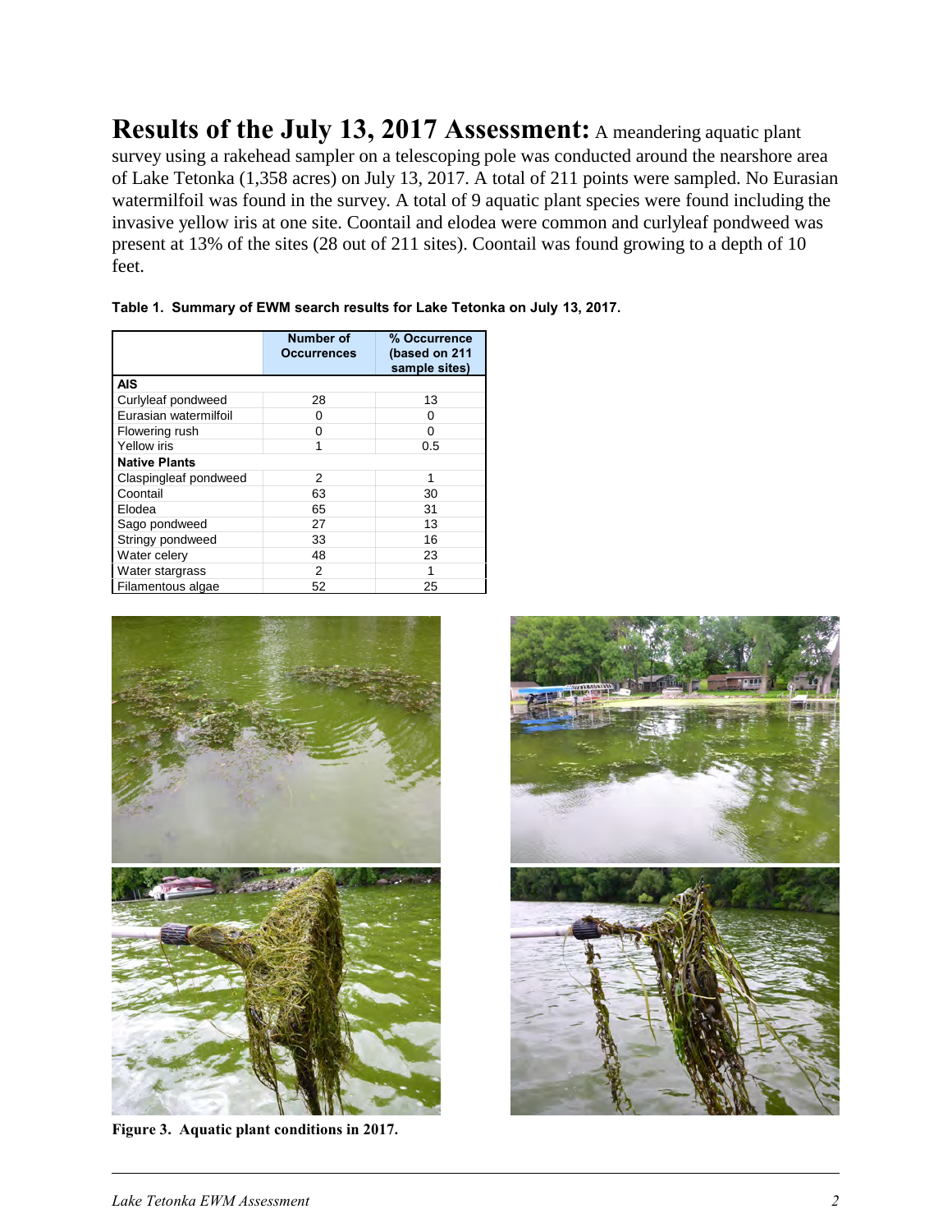**Results of the July 13, 2017 Assessment:** A meandering aquatic plant survey using a rakehead sampler on a telescoping pole was conducted around the nearshore area of Lake Tetonka (1,358 acres) on July 13, 2017. A total of 211 points were sampled. No Eurasian watermilfoil was found in the survey. A total of 9 aquatic plant species were found including the invasive yellow iris at one site. Coontail and elodea were common and curlyleaf pondweed was present at 13% of the sites (28 out of 211 sites). Coontail was found growing to a depth of 10 feet.

**Table 1. Summary of EWM search results for Lake Tetonka on July 13, 2017.**

| | Number of Occurrences | % Occurrence (based on 211 sample sites) |
|---|---|---|
| **AIS** | | |
| Curlyleaf pondweed | 28 | 13 |
| Eurasian watermilfoil | 0 | 0 |
| Flowering rush | 0 | 0 |
| Yellow iris | 1 | 0.5 |
| **Native Plants** | | |
| Claspingleaf pondweed | 2 | 1 |
| Coontail | 63 | 30 |
| Elodea | 65 | 31 |
| Sago pondweed | 27 | 13 |
| Stringy pondweed | 33 | 16 |
| Water celery | 48 | 23 |
| Water stargrass | 2 | 1 |
| Filamentous algae | 52 | 25 |

**Figure 3. Aquatic plant conditions in 2017.**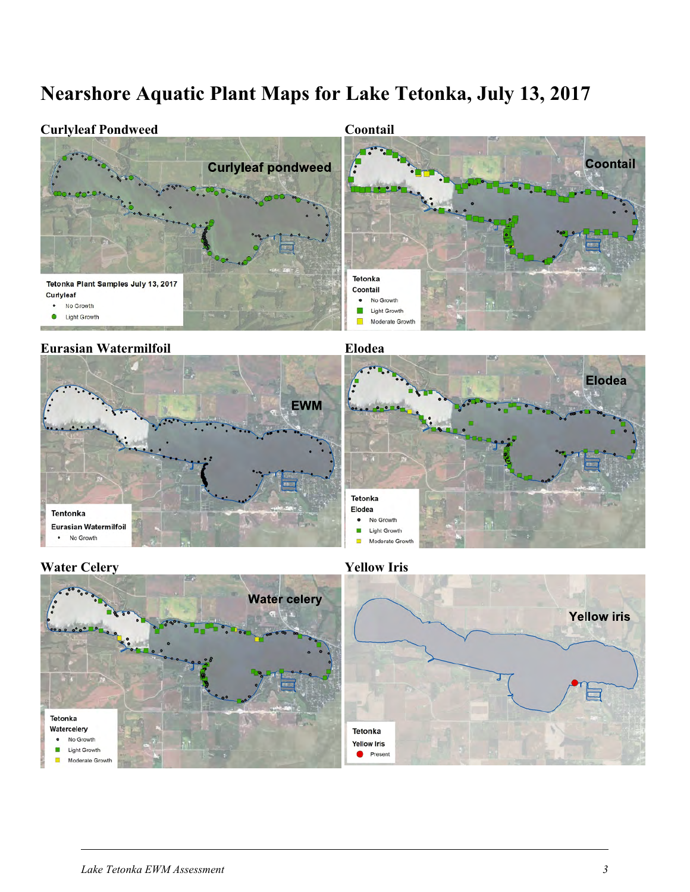# Nearshore Aquatic Plant Maps for Lake Tetonka, July 13, 2017

### Curlyleaf Pondweed

Curlyleaf pondweed

Tetonka Plant Samples July 13, 2017
Curlyleaf
- No Growth
- Light Growth

### Coontail

Coontail

Tetonka
Coontail
- No Growth
- Light Growth
- Moderate Growth

### Eurasian Watermilfoil

EWM

Tentonka
Eurasian Watermilfoil
- No Growth

### Elodea

Elodea

Tetonka
Elodea
- No Growth
- Light Growth
- Moderate Growth

### Water Celery

Water celery

Tetonka
Watercelery
- No Growth
- Light Growth
- Moderate Growth

### Yellow Iris

Yellow iris

Tetonka
Yellow Iris
- Present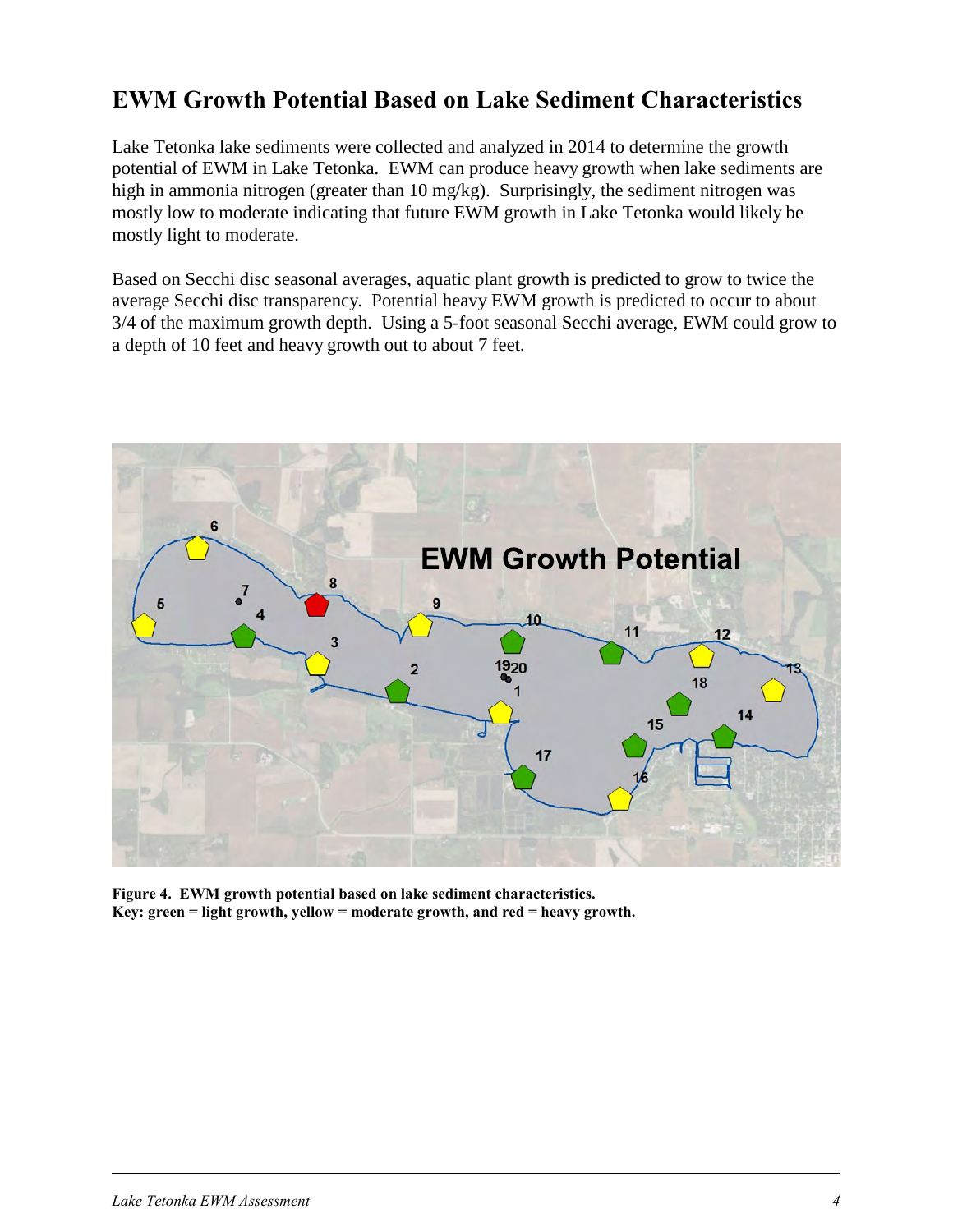## EWM Growth Potential Based on Lake Sediment Characteristics

Lake Tetonka lake sediments were collected and analyzed in 2014 to determine the growth potential of EWM in Lake Tetonka. EWM can produce heavy growth when lake sediments are high in ammonia nitrogen (greater than 10 mg/kg). Surprisingly, the sediment nitrogen was mostly low to moderate indicating that future EWM growth in Lake Tetonka would likely be mostly light to moderate.

Based on Secchi disc seasonal averages, aquatic plant growth is predicted to grow to twice the average Secchi disc transparency. Potential heavy EWM growth is predicted to occur to about 3/4 of the maximum growth depth. Using a 5-foot seasonal Secchi average, EWM could grow to a depth of 10 feet and heavy growth out to about 7 feet.

**Figure 4. EWM growth potential based on lake sediment characteristics.**
**Key: green = light growth, yellow = moderate growth, and red = heavy growth.**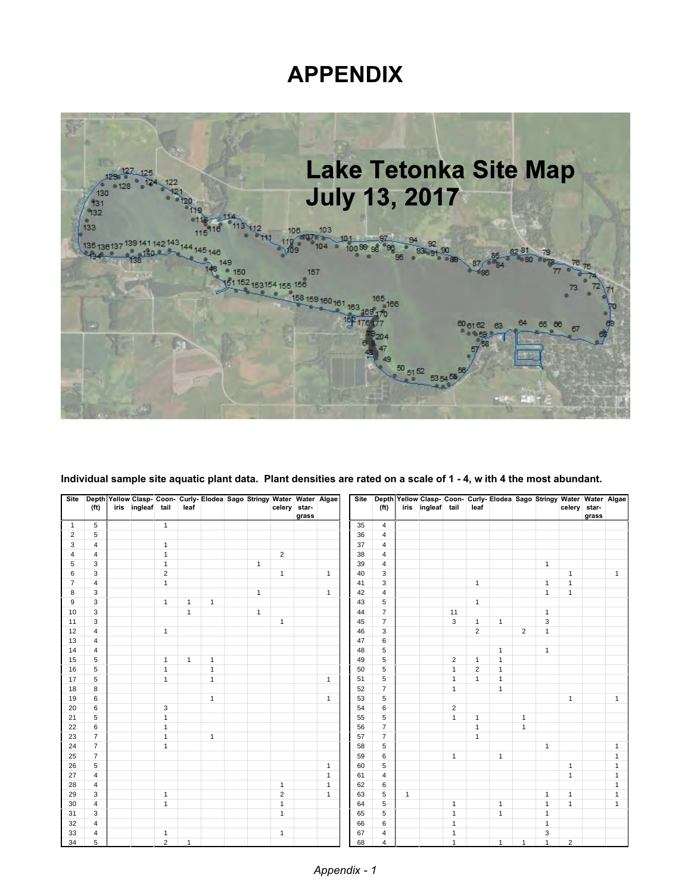# APPENDIX

**Lake Tetonka Site Map**
**July 13, 2017**

**Individual sample site aquatic plant data. Plant densities are rated on a scale of 1 - 4, w ith 4 the most abundant.**

| Site | Depth (ft) | Yellow iris | Clasp-ingleaf | Coon-tail | Curly-leaf | Elodea | Sago | Stringy | Water celery | Water star-grass | Algae |
|---|---|---|---|---|---|---|---|---|---|---|---|
| 1 | 5 | | | 1 | | | | | | | |
| 2 | 5 | | | | | | | | | | |
| 3 | 4 | | | 1 | | | | | | | |
| 4 | 4 | | | 1 | | | | | 2 | | |
| 5 | 3 | | | 1 | | | | 1 | | | |
| 6 | 3 | | | 2 | | | | | 1 | | 1 |
| 7 | 4 | | | 1 | | | | | | | |
| 8 | 3 | | | | | | | 1 | | | 1 |
| 9 | 3 | | | 1 | 1 | 1 | | | | | |
| 10 | 3 | | | | 1 | | | 1 | | | |
| 11 | 3 | | | | | | | | 1 | | |
| 12 | 4 | | | 1 | | | | | | | |
| 13 | 4 | | | | | | | | | | |
| 14 | 4 | | | | | | | | | | |
| 15 | 5 | | | 1 | 1 | 1 | | | | | |
| 16 | 5 | | | 1 | | 1 | | | | | |
| 17 | 5 | | | 1 | | 1 | | | | | 1 |
| 18 | 8 | | | | | | | | | | |
| 19 | 6 | | | | | 1 | | | | | 1 |
| 20 | 6 | | | 3 | | | | | | | |
| 21 | 5 | | | 1 | | | | | | | |
| 22 | 6 | | | 1 | | | | | | | |
| 23 | 7 | | | 1 | | 1 | | | | | |
| 24 | 7 | | | 1 | | | | | | | |
| 25 | 7 | | | | | | | | | | |
| 26 | 5 | | | | | | | | | | 1 |
| 27 | 4 | | | | | | | | | | 1 |
| 28 | 4 | | | | | | | | 1 | | 1 |
| 29 | 3 | | | 1 | | | | | 2 | | 1 |
| 30 | 4 | | | 1 | | | | | 1 | | |
| 31 | 3 | | | | | | | | 1 | | |
| 32 | 4 | | | | | | | | | | |
| 33 | 4 | | | 1 | | | | | 1 | | |
| 34 | 5 | | | 2 | 1 | | | | | | |
| 35 | 4 | | | | | | | | | | |
| 36 | 4 | | | | | | | | | | |
| 37 | 4 | | | | | | | | | | |
| 38 | 4 | | | | | | | | | | |
| 39 | 4 | | | | | | | 1 | | | |
| 40 | 3 | | | | | | | | 1 | | 1 |
| 41 | 3 | | | | 1 | | | 1 | 1 | | |
| 42 | 4 | | | | | | | 1 | 1 | | |
| 43 | 5 | | | | 1 | | | | | | |
| 44 | 7 | | | 11 | | | | 1 | | | |
| 45 | 7 | | | 3 | 1 | 1 | | 3 | | | |
| 46 | 3 | | | | 2 | | 2 | 1 | | | |
| 47 | 6 | | | | | | | | | | |
| 48 | 5 | | | | | 1 | | 1 | | | |
| 49 | 5 | | | 2 | 1 | 1 | | | | | |
| 50 | 5 | | | 1 | 2 | 1 | | | | | |
| 51 | 5 | | | 1 | 1 | 1 | | | | | |
| 52 | 7 | | | 1 | | 1 | | | | | |
| 53 | 5 | | | | | | | | 1 | | 1 |
| 54 | 6 | | | 2 | | | | | | | |
| 55 | 5 | | | 1 | 1 | | 1 | | | | |
| 56 | 7 | | | | 1 | | 1 | | | | |
| 57 | 7 | | | | 1 | | | | | | |
| 58 | 5 | | | | | | | 1 | | | 1 |
| 59 | 6 | | | 1 | | 1 | | | | | 1 |
| 60 | 5 | | | | | | | | 1 | | 1 |
| 61 | 4 | | | | | | | | 1 | | 1 |
| 62 | 6 | | | | | | | | | | 1 |
| 63 | 5 | 1 | | | | | | 1 | 1 | | 1 |
| 64 | 5 | | | 1 | | 1 | | 1 | 1 | | 1 |
| 65 | 5 | | | 1 | | 1 | | 1 | | | |
| 66 | 6 | | | 1 | | | | 1 | | | |
| 67 | 4 | | | 1 | | | | 3 | | | |
| 68 | 4 | | | 1 | | 1 | 1 | 1 | 2 | | |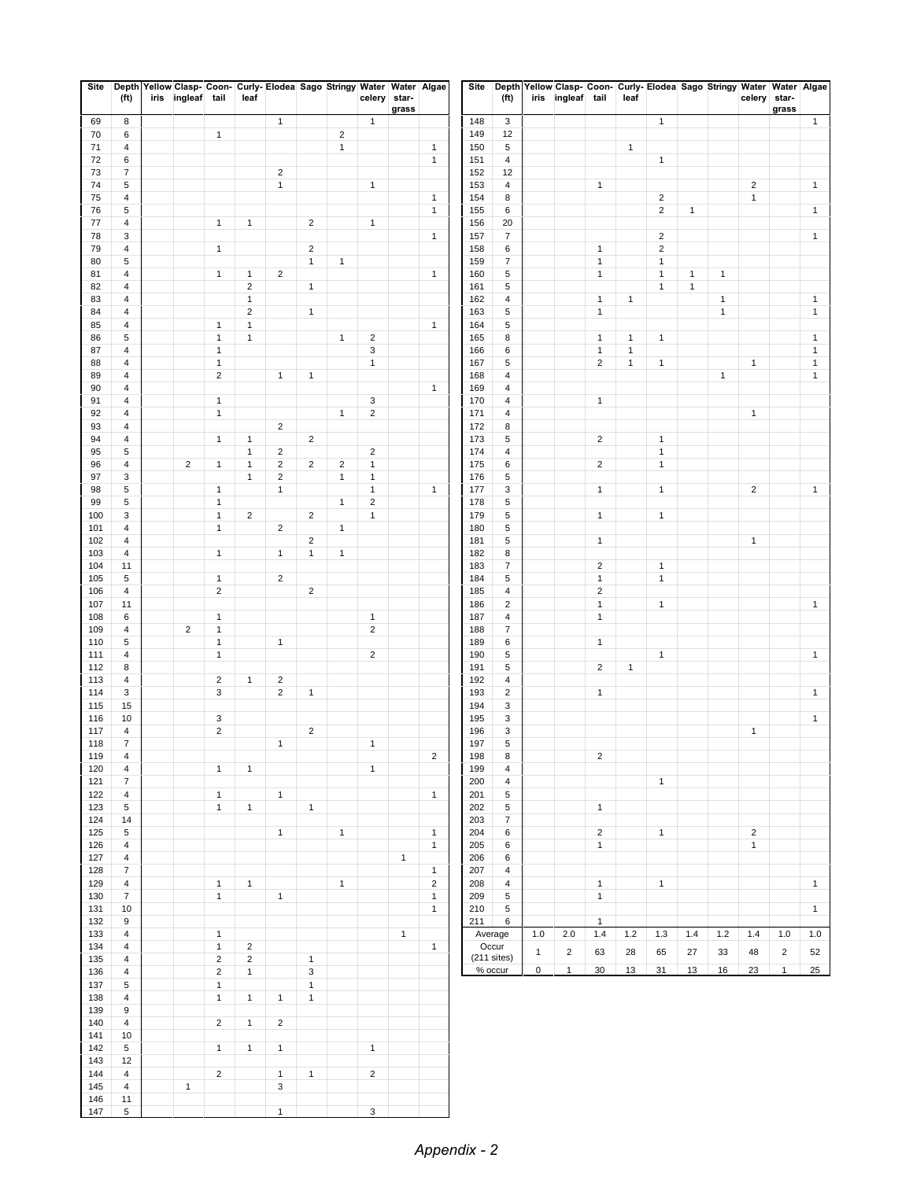| Site | Depth (ft) | Yellow iris | Claspingleaf | Coontail | Curly-leaf | Elodea | Sago | Stringy | Water celery | Water star-grass | Algae |
|---|---|---|---|---|---|---|---|---|---|---|---|
| 69 | 8 | | | | | 1 | | | 1 | | |
| 70 | 6 | | | 1 | | | | 2 | | | |
| 71 | 4 | | | | | | | 1 | | | 1 |
| 72 | 6 | | | | | | | | | | 1 |
| 73 | 7 | | | | | 2 | | | | | |
| 74 | 5 | | | | | 1 | | | 1 | | |
| 75 | 4 | | | | | | | | | | 1 |
| 76 | 5 | | | | | | | | | | 1 |
| 77 | 4 | | | 1 | 1 | | 2 | | 1 | | |
| 78 | 3 | | | | | | | | | | 1 |
| 79 | 4 | | | 1 | | | 2 | | | | |
| 80 | 5 | | | | | | 1 | 1 | | | |
| 81 | 4 | | | 1 | 1 | 2 | | | | | 1 |
| 82 | 4 | | | | 2 | | 1 | | | | |
| 83 | 4 | | | | 1 | | | | | | |
| 84 | 4 | | | | 2 | | 1 | | | | |
| 85 | 4 | | | 1 | 1 | | | | | | 1 |
| 86 | 5 | | | 1 | 1 | | | 1 | 2 | | |
| 87 | 4 | | | 1 | | | | | 3 | | |
| 88 | 4 | | | 1 | | | | | 1 | | |
| 89 | 4 | | | 2 | | 1 | 1 | | | | |
| 90 | 4 | | | | | | | | | | 1 |
| 91 | 4 | | | 1 | | | | | 3 | | |
| 92 | 4 | | | 1 | | | | 1 | 2 | | |
| 93 | 4 | | | | | 2 | | | | | |
| 94 | 4 | | | 1 | 1 | | 2 | | | | |
| 95 | 5 | | | | 1 | 2 | | | 2 | | |
| 96 | 4 | | 2 | 1 | 1 | 2 | 2 | 2 | 1 | | |
| 97 | 3 | | | | 1 | 2 | | 1 | 1 | | |
| 98 | 5 | | | 1 | | 1 | | | 1 | | 1 |
| 99 | 5 | | | 1 | | | | 1 | 2 | | |
| 100 | 3 | | | 1 | 2 | | 2 | | 1 | | |
| 101 | 4 | | | 1 | | 2 | | 1 | | | |
| 102 | 4 | | | | | | 2 | | | | |
| 103 | 4 | | | 1 | | 1 | 1 | 1 | | | |
| 104 | 11 | | | | | | | | | | |
| 105 | 5 | | | 1 | | 2 | | | | | |
| 106 | 4 | | | 2 | | | 2 | | | | |
| 107 | 11 | | | | | | | | | | |
| 108 | 6 | | | 1 | | | | | 1 | | |
| 109 | 4 | | 2 | 1 | | | | | 2 | | |
| 110 | 5 | | | 1 | | 1 | | | | | |
| 111 | 4 | | | 1 | | | | | 2 | | |
| 112 | 8 | | | | | | | | | | |
| 113 | 4 | | | 2 | 1 | 2 | | | | | |
| 114 | 3 | | | 3 | | 2 | 1 | | | | |
| 115 | 15 | | | | | | | | | | |
| 116 | 10 | | | 3 | | | | | | | |
| 117 | 4 | | | 2 | | | 2 | | | | |
| 118 | 7 | | | | | 1 | | | 1 | | |
| 119 | 4 | | | | | | | | | | 2 |
| 120 | 4 | | | 1 | 1 | | | | 1 | | |
| 121 | 7 | | | | | | | | | | |
| 122 | 4 | | | 1 | | 1 | | | | | 1 |
| 123 | 5 | | | 1 | 1 | | 1 | | | | |
| 124 | 14 | | | | | | | | | | |
| 125 | 5 | | | | | 1 | | 1 | | | 1 |
| 126 | 4 | | | | | | | | | | 1 |
| 127 | 4 | | | | | | | | | 1 | |
| 128 | 7 | | | | | | | | | | 1 |
| 129 | 4 | | | 1 | 1 | | | 1 | | | 2 |
| 130 | 7 | | | 1 | | 1 | | | | | 1 |
| 131 | 10 | | | | | | | | | | 1 |
| 132 | 9 | | | | | | | | | | |
| 133 | 4 | | | 1 | | | | | | 1 | |
| 134 | 4 | | | 1 | 2 | | | | | | 1 |
| 135 | 4 | | | 2 | 2 | | 1 | | | | |
| 136 | 4 | | | 2 | 1 | | 3 | | | | |
| 137 | 5 | | | 1 | | | 1 | | | | |
| 138 | 4 | | | 1 | 1 | 1 | 1 | | | | |
| 139 | 9 | | | | | | | | | | |
| 140 | 4 | | | 2 | 1 | 2 | | | | | |
| 141 | 10 | | | | | | | | | | |
| 142 | 5 | | | 1 | 1 | 1 | | | 1 | | |
| 143 | 12 | | | | | | | | | | |
| 144 | 4 | | | 2 | | 1 | 1 | | 2 | | |
| 145 | 4 | | 1 | | | 3 | | | | | |
| 146 | 11 | | | | | | | | | | |
| 147 | 5 | | | | | 1 | | | 3 | | |
| 148 | 3 | | | | | 1 | | | | | 1 |
| 149 | 12 | | | | | | | | | | |
| 150 | 5 | | | | 1 | | | | | | |
| 151 | 4 | | | | | 1 | | | | | |
| 152 | 12 | | | | | | | | | | |
| 153 | 4 | | | 1 | | | | | 2 | | 1 |
| 154 | 8 | | | | | 2 | | | 1 | | |
| 155 | 6 | | | | | 2 | 1 | | | | 1 |
| 156 | 20 | | | | | | | | | | |
| 157 | 7 | | | | | 2 | | | | | 1 |
| 158 | 6 | | | 1 | | 2 | | | | | |
| 159 | 7 | | | 1 | | 1 | | | | | |
| 160 | 5 | | | 1 | | 1 | 1 | 1 | | | |
| 161 | 5 | | | | | 1 | 1 | | | | |
| 162 | 4 | | | 1 | 1 | | | 1 | | | 1 |
| 163 | 5 | | | 1 | | | | 1 | | | 1 |
| 164 | 5 | | | | | | | | | | |
| 165 | 8 | | | 1 | 1 | 1 | | | | | 1 |
| 166 | 6 | | | 1 | 1 | | | | | | 1 |
| 167 | 5 | | | 2 | 1 | 1 | | | 1 | | 1 |
| 168 | 4 | | | | | | | 1 | | | 1 |
| 169 | 4 | | | | | | | | | | |
| 170 | 4 | | | 1 | | | | | | | |
| 171 | 4 | | | | | | | | 1 | | |
| 172 | 8 | | | | | | | | | | |
| 173 | 5 | | | 2 | | 1 | | | | | |
| 174 | 4 | | | | | 1 | | | | | |
| 175 | 6 | | | 2 | | 1 | | | | | |
| 176 | 5 | | | | | | | | | | |
| 177 | 3 | | | 1 | | 1 | | | 2 | | 1 |
| 178 | 5 | | | | | | | | | | |
| 179 | 5 | | | 1 | | 1 | | | | | |
| 180 | 5 | | | | | | | | | | |
| 181 | 5 | | | 1 | | | | | 1 | | |
| 182 | 8 | | | | | | | | | | |
| 183 | 7 | | | 2 | | 1 | | | | | |
| 184 | 5 | | | 1 | | 1 | | | | | |
| 185 | 4 | | | 2 | | | | | | | |
| 186 | 2 | | | 1 | | 1 | | | | | 1 |
| 187 | 4 | | | 1 | | | | | | | |
| 188 | 7 | | | | | | | | | | |
| 189 | 6 | | | 1 | | | | | | | |
| 190 | 5 | | | | | 1 | | | | | 1 |
| 191 | 5 | | | 2 | 1 | | | | | | |
| 192 | 4 | | | | | | | | | | |
| 193 | 2 | | | 1 | | | | | | | 1 |
| 194 | 3 | | | | | | | | | | |
| 195 | 3 | | | | | | | | | | 1 |
| 196 | 3 | | | | | | | | 1 | | |
| 197 | 5 | | | | | | | | | | |
| 198 | 8 | | | 2 | | | | | | | |
| 199 | 4 | | | | | | | | | | |
| 200 | 4 | | | | | 1 | | | | | |
| 201 | 5 | | | | | | | | | | |
| 202 | 5 | | | 1 | | | | | | | |
| 203 | 7 | | | | | | | | | | |
| 204 | 6 | | | 2 | | 1 | | | 2 | | |
| 205 | 6 | | | 1 | | | | | 1 | | |
| 206 | 6 | | | | | | | | | | |
| 207 | 4 | | | | | | | | | | |
| 208 | 4 | | | 1 | | 1 | | | | | 1 |
| 209 | 5 | | | 1 | | | | | | | |
| 210 | 5 | | | | | | | | | | 1 |
| 211 | 6 | | | 1 | | | | | | | |
| Average | | 1.0 | 2.0 | 1.4 | 1.2 | 1.3 | 1.4 | 1.2 | 1.4 | 1.0 | 1.0 |
| Occur (211 sites) | | 1 | 2 | 63 | 28 | 65 | 27 | 33 | 48 | 2 | 52 |
| % occur | | 0 | 1 | 30 | 13 | 31 | 13 | 16 | 23 | 1 | 25 |

*Appendix - 2*